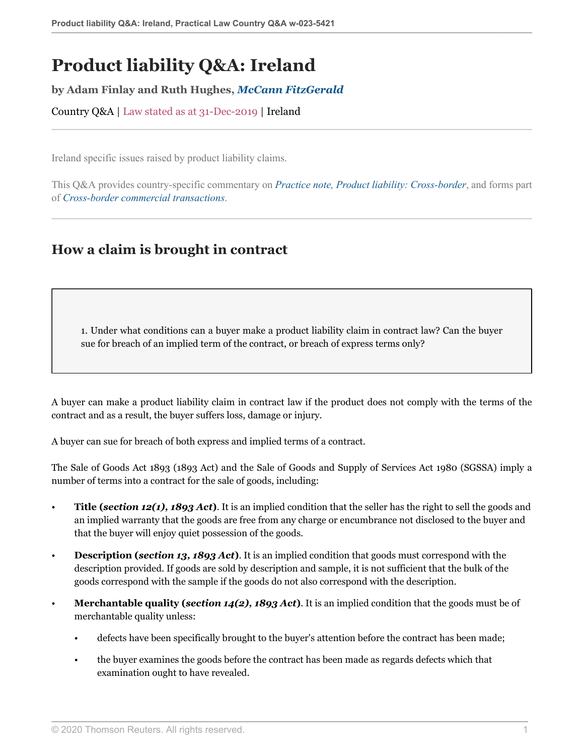# Product liability Q&A: Ireland

**by Adam Finlay and Ruth Hughes, *McCann FitzGerald***

Country Q&A | Law stated as at 31-Dec-2019 | Ireland

Ireland specific issues raised by product liability claims.

This Q&A provides country-specific commentary on *Practice note, Product liability: Cross-border*, and forms part of *Cross-border commercial transactions*.

## How a claim is brought in contract

1. Under what conditions can a buyer make a product liability claim in contract law? Can the buyer sue for breach of an implied term of the contract, or breach of express terms only?

A buyer can make a product liability claim in contract law if the product does not comply with the terms of the contract and as a result, the buyer suffers loss, damage or injury.

A buyer can sue for breach of both express and implied terms of a contract.

The Sale of Goods Act 1893 (1893 Act) and the Sale of Goods and Supply of Services Act 1980 (SGSSA) imply a number of terms into a contract for the sale of goods, including:

- **Title (*section 12(1), 1893 Act*)**. It is an implied condition that the seller has the right to sell the goods and an implied warranty that the goods are free from any charge or encumbrance not disclosed to the buyer and that the buyer will enjoy quiet possession of the goods.
- **Description (*section 13, 1893 Act*)**. It is an implied condition that goods must correspond with the description provided. If goods are sold by description and sample, it is not sufficient that the bulk of the goods correspond with the sample if the goods do not also correspond with the description.
- **Merchantable quality (*section 14(2), 1893 Act*)**. It is an implied condition that the goods must be of merchantable quality unless:
  - defects have been specifically brought to the buyer's attention before the contract has been made;
  - the buyer examines the goods before the contract has been made as regards defects which that examination ought to have revealed.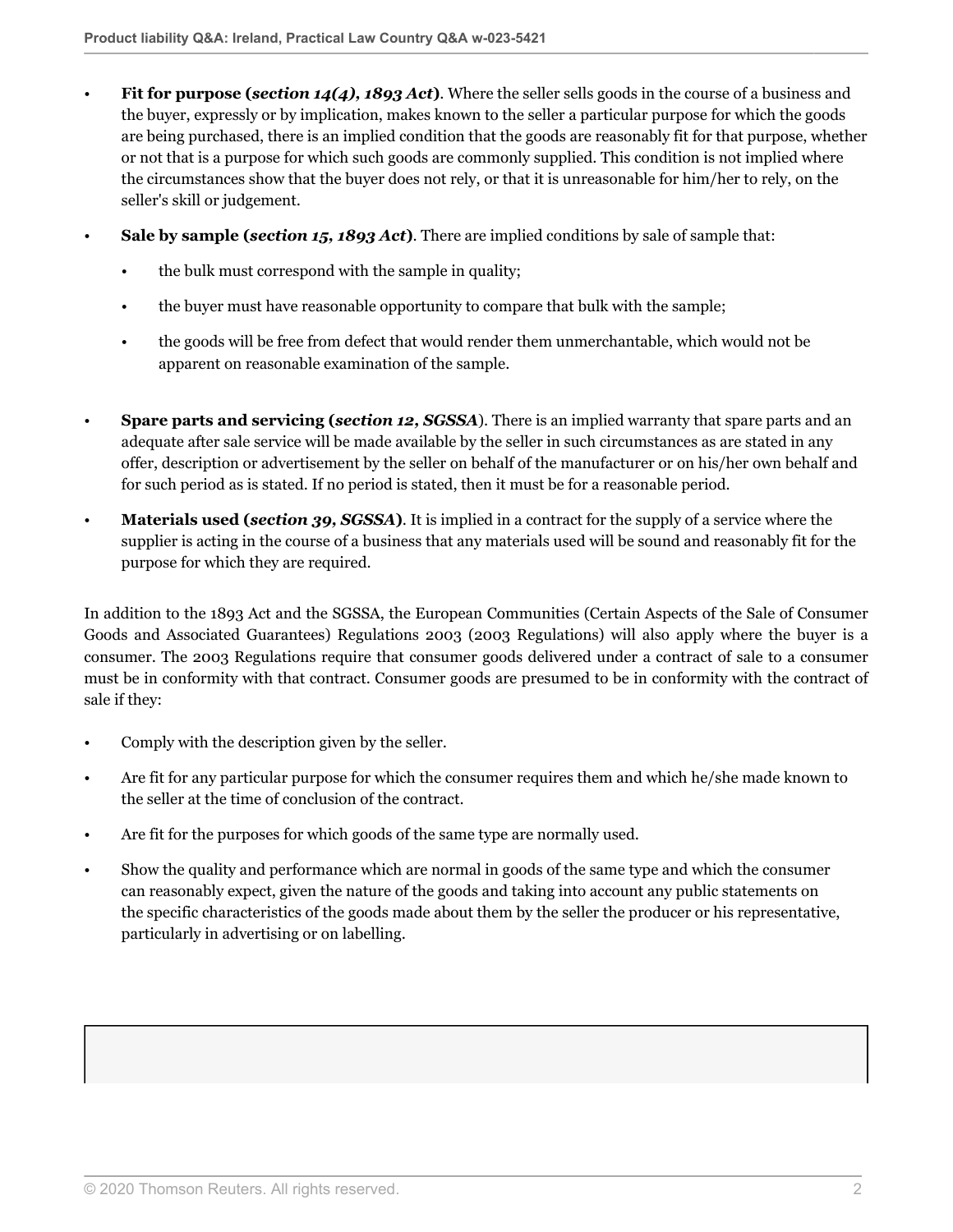- **Fit for purpose (*section 14(4), 1893 Act*)**. Where the seller sells goods in the course of a business and the buyer, expressly or by implication, makes known to the seller a particular purpose for which the goods are being purchased, there is an implied condition that the goods are reasonably fit for that purpose, whether or not that is a purpose for which such goods are commonly supplied. This condition is not implied where the circumstances show that the buyer does not rely, or that it is unreasonable for him/her to rely, on the seller's skill or judgement.
- **Sale by sample (*section 15, 1893 Act*)**. There are implied conditions by sale of sample that:
  - the bulk must correspond with the sample in quality;
  - the buyer must have reasonable opportunity to compare that bulk with the sample;
  - the goods will be free from defect that would render them unmerchantable, which would not be apparent on reasonable examination of the sample.
- **Spare parts and servicing (*section 12, SGSSA*)**. There is an implied warranty that spare parts and an adequate after sale service will be made available by the seller in such circumstances as are stated in any offer, description or advertisement by the seller on behalf of the manufacturer or on his/her own behalf and for such period as is stated. If no period is stated, then it must be for a reasonable period.
- **Materials used (*section 39, SGSSA*)**. It is implied in a contract for the supply of a service where the supplier is acting in the course of a business that any materials used will be sound and reasonably fit for the purpose for which they are required.

In addition to the 1893 Act and the SGSSA, the European Communities (Certain Aspects of the Sale of Consumer Goods and Associated Guarantees) Regulations 2003 (2003 Regulations) will also apply where the buyer is a consumer. The 2003 Regulations require that consumer goods delivered under a contract of sale to a consumer must be in conformity with that contract. Consumer goods are presumed to be in conformity with the contract of sale if they:

- Comply with the description given by the seller.
- Are fit for any particular purpose for which the consumer requires them and which he/she made known to the seller at the time of conclusion of the contract.
- Are fit for the purposes for which goods of the same type are normally used.
- Show the quality and performance which are normal in goods of the same type and which the consumer can reasonably expect, given the nature of the goods and taking into account any public statements on the specific characteristics of the goods made about them by the seller the producer or his representative, particularly in advertising or on labelling.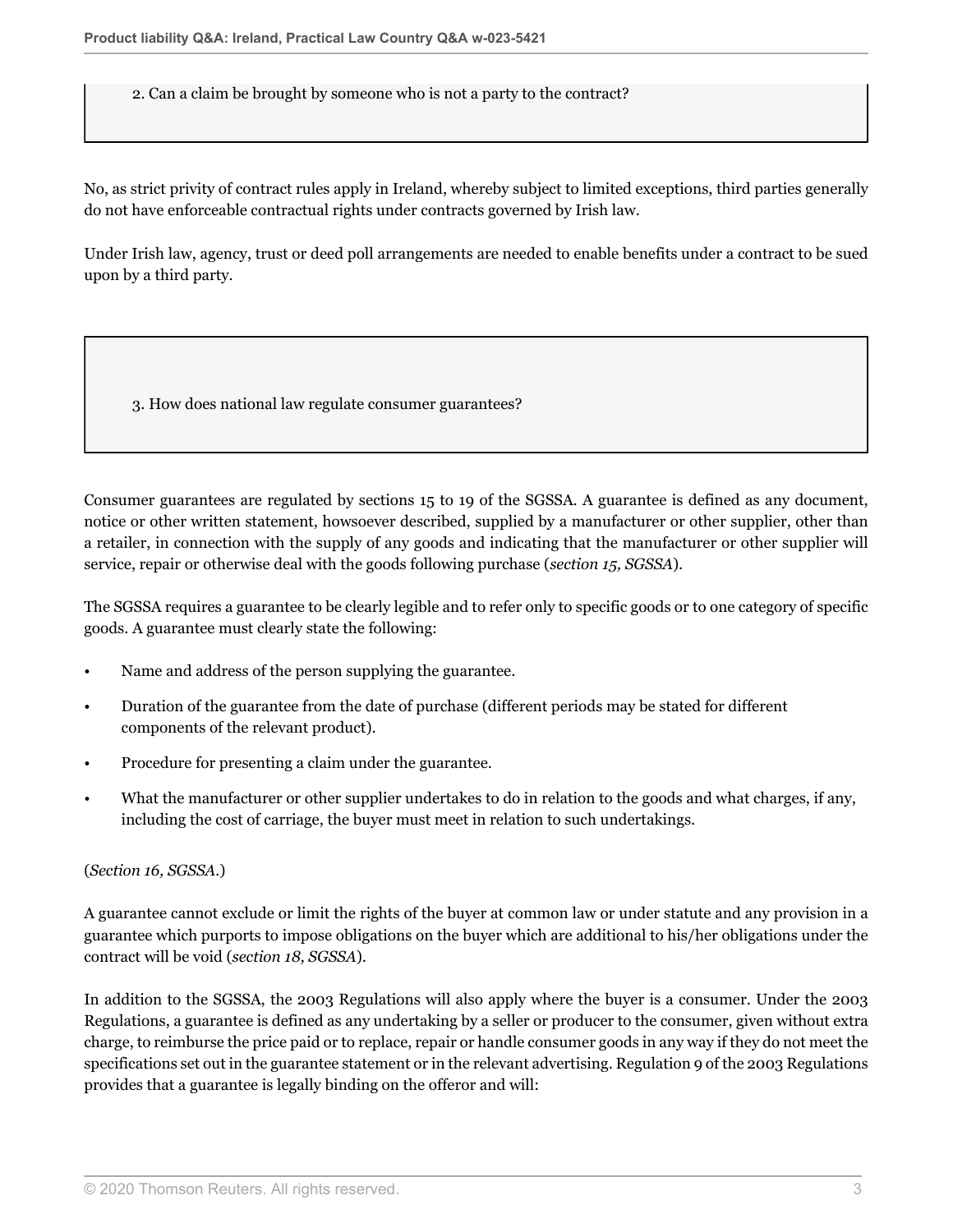2. Can a claim be brought by someone who is not a party to the contract?

No, as strict privity of contract rules apply in Ireland, whereby subject to limited exceptions, third parties generally do not have enforceable contractual rights under contracts governed by Irish law.

Under Irish law, agency, trust or deed poll arrangements are needed to enable benefits under a contract to be sued upon by a third party.

3. How does national law regulate consumer guarantees?

Consumer guarantees are regulated by sections 15 to 19 of the SGSSA. A guarantee is defined as any document, notice or other written statement, howsoever described, supplied by a manufacturer or other supplier, other than a retailer, in connection with the supply of any goods and indicating that the manufacturer or other supplier will service, repair or otherwise deal with the goods following purchase (*section 15, SGSSA*).

The SGSSA requires a guarantee to be clearly legible and to refer only to specific goods or to one category of specific goods. A guarantee must clearly state the following:

- Name and address of the person supplying the guarantee.
- Duration of the guarantee from the date of purchase (different periods may be stated for different components of the relevant product).
- Procedure for presenting a claim under the guarantee.
- What the manufacturer or other supplier undertakes to do in relation to the goods and what charges, if any, including the cost of carriage, the buyer must meet in relation to such undertakings.

(*Section 16, SGSSA*.)

A guarantee cannot exclude or limit the rights of the buyer at common law or under statute and any provision in a guarantee which purports to impose obligations on the buyer which are additional to his/her obligations under the contract will be void (*section 18, SGSSA*).

In addition to the SGSSA, the 2003 Regulations will also apply where the buyer is a consumer. Under the 2003 Regulations, a guarantee is defined as any undertaking by a seller or producer to the consumer, given without extra charge, to reimburse the price paid or to replace, repair or handle consumer goods in any way if they do not meet the specifications set out in the guarantee statement or in the relevant advertising. Regulation 9 of the 2003 Regulations provides that a guarantee is legally binding on the offeror and will: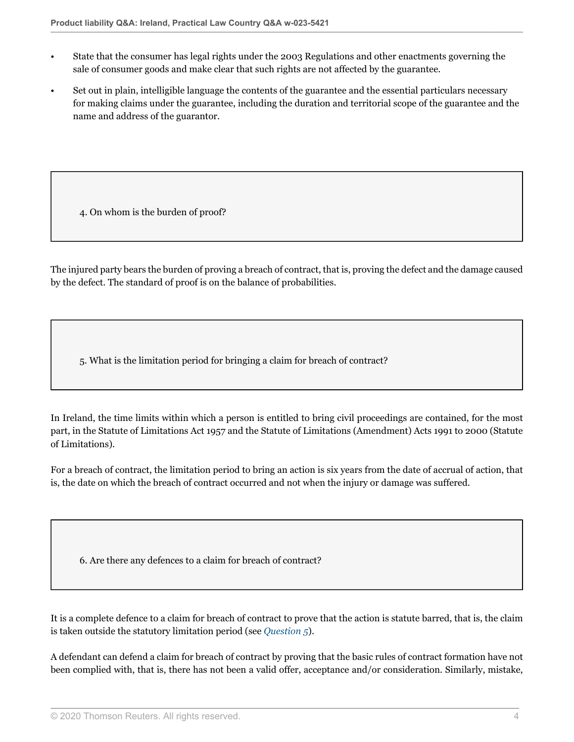- State that the consumer has legal rights under the 2003 Regulations and other enactments governing the sale of consumer goods and make clear that such rights are not affected by the guarantee.
- Set out in plain, intelligible language the contents of the guarantee and the essential particulars necessary for making claims under the guarantee, including the duration and territorial scope of the guarantee and the name and address of the guarantor.

### 4. On whom is the burden of proof?

The injured party bears the burden of proving a breach of contract, that is, proving the defect and the damage caused by the defect. The standard of proof is on the balance of probabilities.

### 5. What is the limitation period for bringing a claim for breach of contract?

In Ireland, the time limits within which a person is entitled to bring civil proceedings are contained, for the most part, in the Statute of Limitations Act 1957 and the Statute of Limitations (Amendment) Acts 1991 to 2000 (Statute of Limitations).

For a breach of contract, the limitation period to bring an action is six years from the date of accrual of action, that is, the date on which the breach of contract occurred and not when the injury or damage was suffered.

### 6. Are there any defences to a claim for breach of contract?

It is a complete defence to a claim for breach of contract to prove that the action is statute barred, that is, the claim is taken outside the statutory limitation period (see *Question 5*).

A defendant can defend a claim for breach of contract by proving that the basic rules of contract formation have not been complied with, that is, there has not been a valid offer, acceptance and/or consideration. Similarly, mistake,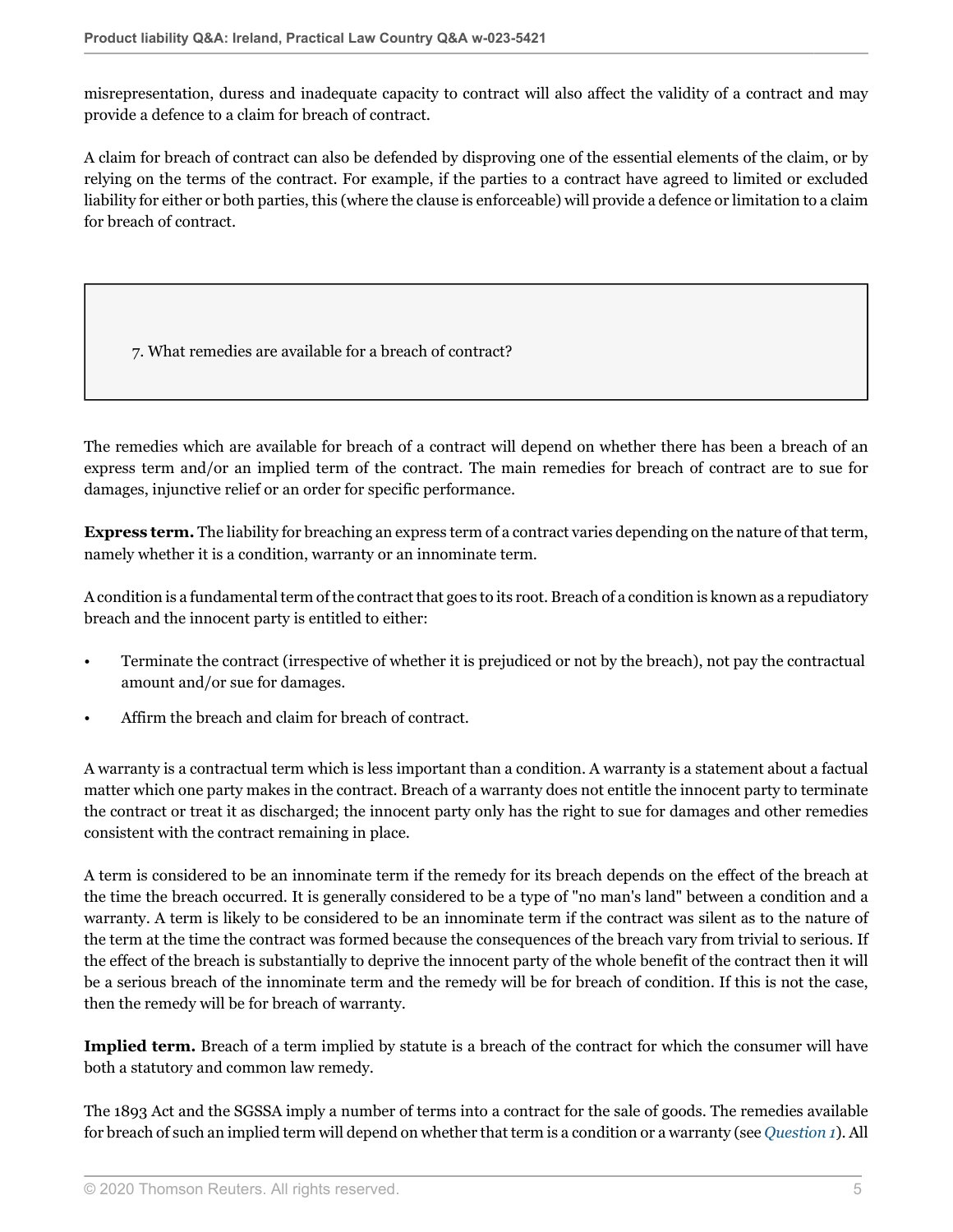misrepresentation, duress and inadequate capacity to contract will also affect the validity of a contract and may provide a defence to a claim for breach of contract.

A claim for breach of contract can also be defended by disproving one of the essential elements of the claim, or by relying on the terms of the contract. For example, if the parties to a contract have agreed to limited or excluded liability for either or both parties, this (where the clause is enforceable) will provide a defence or limitation to a claim for breach of contract.

### 7. What remedies are available for a breach of contract?

The remedies which are available for breach of a contract will depend on whether there has been a breach of an express term and/or an implied term of the contract. The main remedies for breach of contract are to sue for damages, injunctive relief or an order for specific performance.

**Express term.** The liability for breaching an express term of a contract varies depending on the nature of that term, namely whether it is a condition, warranty or an innominate term.

A condition is a fundamental term of the contract that goes to its root. Breach of a condition is known as a repudiatory breach and the innocent party is entitled to either:

- Terminate the contract (irrespective of whether it is prejudiced or not by the breach), not pay the contractual amount and/or sue for damages.
- Affirm the breach and claim for breach of contract.

A warranty is a contractual term which is less important than a condition. A warranty is a statement about a factual matter which one party makes in the contract. Breach of a warranty does not entitle the innocent party to terminate the contract or treat it as discharged; the innocent party only has the right to sue for damages and other remedies consistent with the contract remaining in place.

A term is considered to be an innominate term if the remedy for its breach depends on the effect of the breach at the time the breach occurred. It is generally considered to be a type of "no man's land" between a condition and a warranty. A term is likely to be considered to be an innominate term if the contract was silent as to the nature of the term at the time the contract was formed because the consequences of the breach vary from trivial to serious. If the effect of the breach is substantially to deprive the innocent party of the whole benefit of the contract then it will be a serious breach of the innominate term and the remedy will be for breach of condition. If this is not the case, then the remedy will be for breach of warranty.

**Implied term.** Breach of a term implied by statute is a breach of the contract for which the consumer will have both a statutory and common law remedy.

The 1893 Act and the SGSSA imply a number of terms into a contract for the sale of goods. The remedies available for breach of such an implied term will depend on whether that term is a condition or a warranty (see *Question 1*). All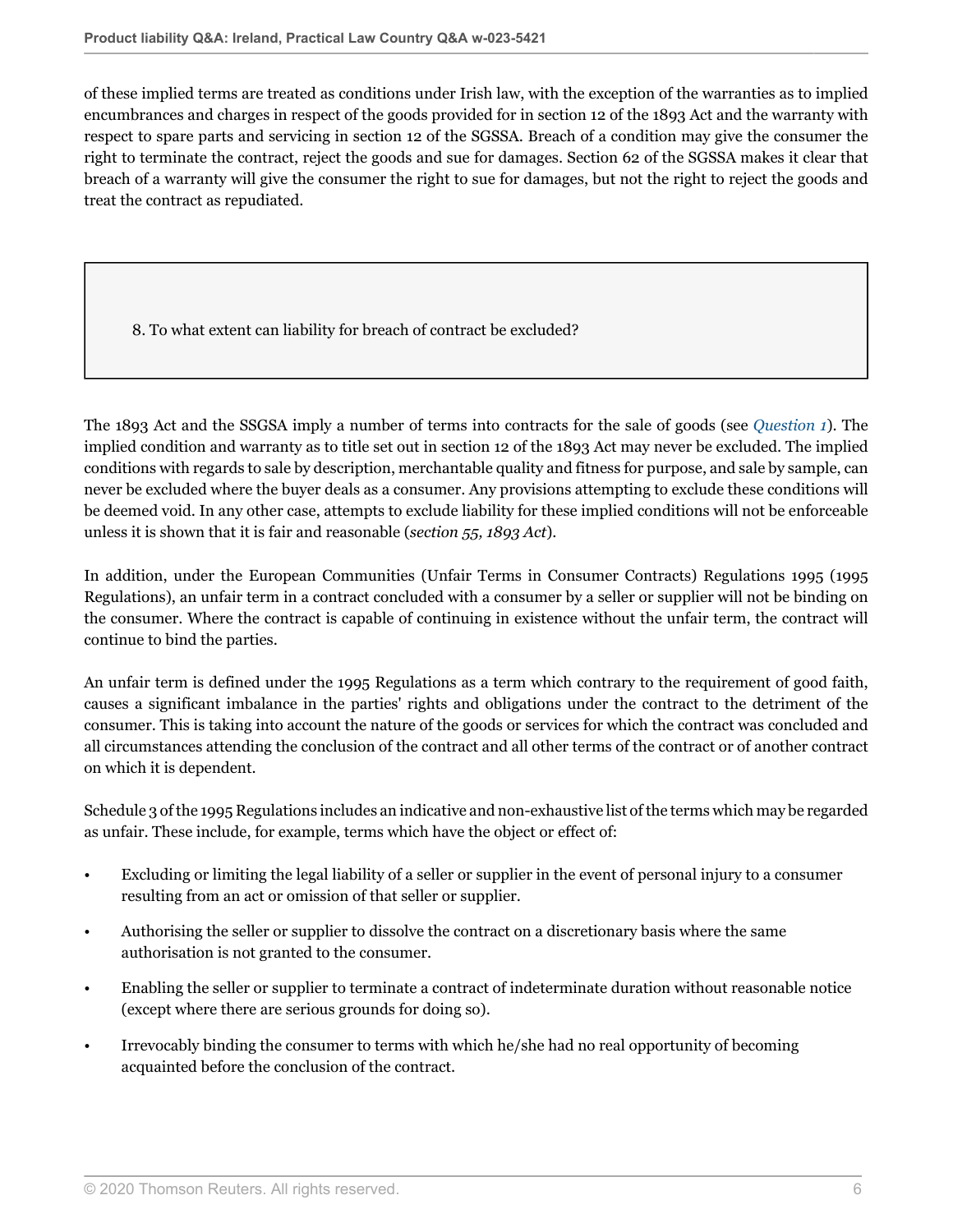of these implied terms are treated as conditions under Irish law, with the exception of the warranties as to implied encumbrances and charges in respect of the goods provided for in section 12 of the 1893 Act and the warranty with respect to spare parts and servicing in section 12 of the SGSSA. Breach of a condition may give the consumer the right to terminate the contract, reject the goods and sue for damages. Section 62 of the SGSSA makes it clear that breach of a warranty will give the consumer the right to sue for damages, but not the right to reject the goods and treat the contract as repudiated.

## 8. To what extent can liability for breach of contract be excluded?

The 1893 Act and the SSGSA imply a number of terms into contracts for the sale of goods (see *Question 1*). The implied condition and warranty as to title set out in section 12 of the 1893 Act may never be excluded. The implied conditions with regards to sale by description, merchantable quality and fitness for purpose, and sale by sample, can never be excluded where the buyer deals as a consumer. Any provisions attempting to exclude these conditions will be deemed void. In any other case, attempts to exclude liability for these implied conditions will not be enforceable unless it is shown that it is fair and reasonable (*section 55, 1893 Act*).

In addition, under the European Communities (Unfair Terms in Consumer Contracts) Regulations 1995 (1995 Regulations), an unfair term in a contract concluded with a consumer by a seller or supplier will not be binding on the consumer. Where the contract is capable of continuing in existence without the unfair term, the contract will continue to bind the parties.

An unfair term is defined under the 1995 Regulations as a term which contrary to the requirement of good faith, causes a significant imbalance in the parties' rights and obligations under the contract to the detriment of the consumer. This is taking into account the nature of the goods or services for which the contract was concluded and all circumstances attending the conclusion of the contract and all other terms of the contract or of another contract on which it is dependent.

Schedule 3 of the 1995 Regulations includes an indicative and non-exhaustive list of the terms which may be regarded as unfair. These include, for example, terms which have the object or effect of:

- Excluding or limiting the legal liability of a seller or supplier in the event of personal injury to a consumer resulting from an act or omission of that seller or supplier.
- Authorising the seller or supplier to dissolve the contract on a discretionary basis where the same authorisation is not granted to the consumer.
- Enabling the seller or supplier to terminate a contract of indeterminate duration without reasonable notice (except where there are serious grounds for doing so).
- Irrevocably binding the consumer to terms with which he/she had no real opportunity of becoming acquainted before the conclusion of the contract.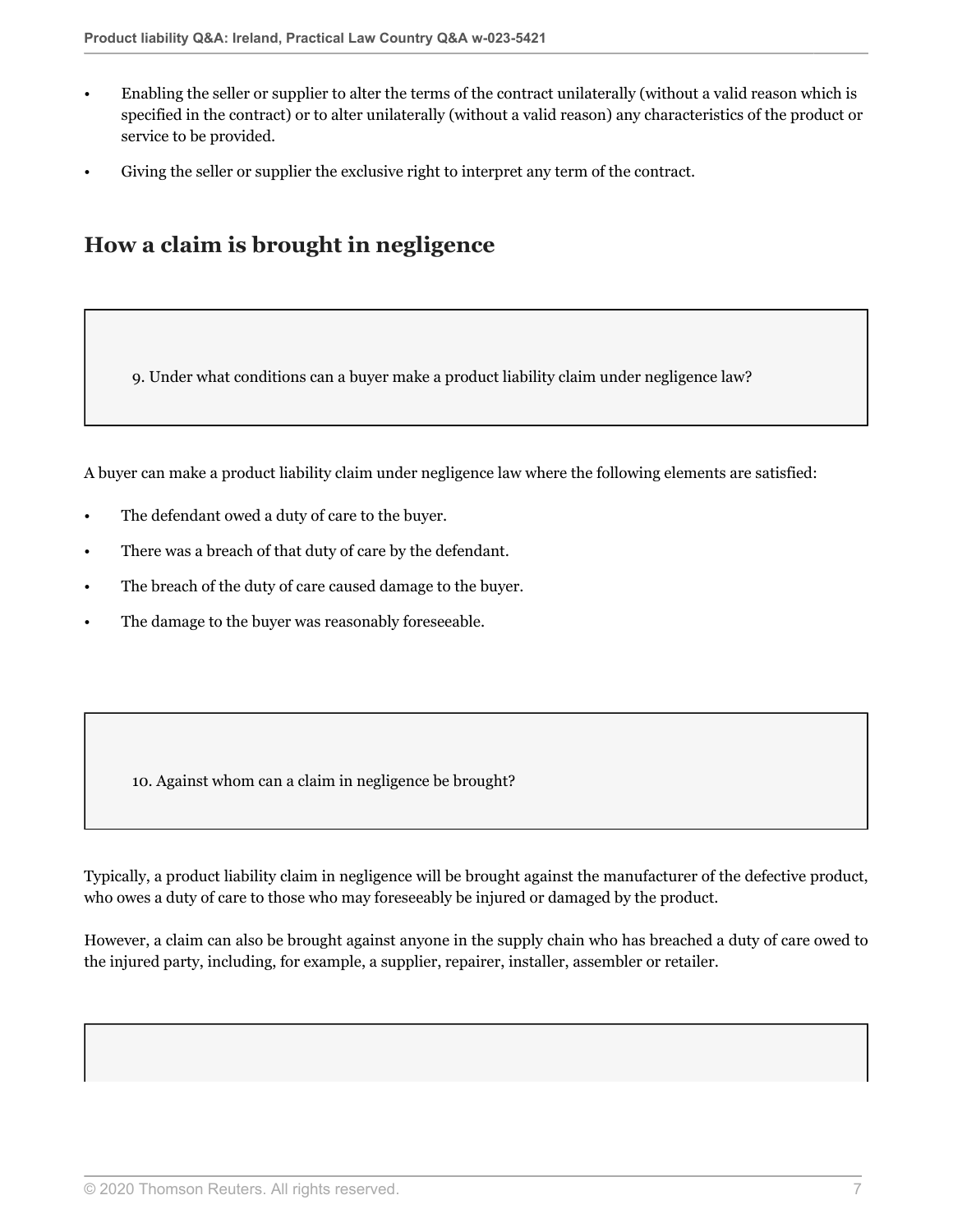- Enabling the seller or supplier to alter the terms of the contract unilaterally (without a valid reason which is specified in the contract) or to alter unilaterally (without a valid reason) any characteristics of the product or service to be provided.
- Giving the seller or supplier the exclusive right to interpret any term of the contract.

## How a claim is brought in negligence

### 9. Under what conditions can a buyer make a product liability claim under negligence law?

A buyer can make a product liability claim under negligence law where the following elements are satisfied:

- The defendant owed a duty of care to the buyer.
- There was a breach of that duty of care by the defendant.
- The breach of the duty of care caused damage to the buyer.
- The damage to the buyer was reasonably foreseeable.

### 10. Against whom can a claim in negligence be brought?

Typically, a product liability claim in negligence will be brought against the manufacturer of the defective product, who owes a duty of care to those who may foreseeably be injured or damaged by the product.

However, a claim can also be brought against anyone in the supply chain who has breached a duty of care owed to the injured party, including, for example, a supplier, repairer, installer, assembler or retailer.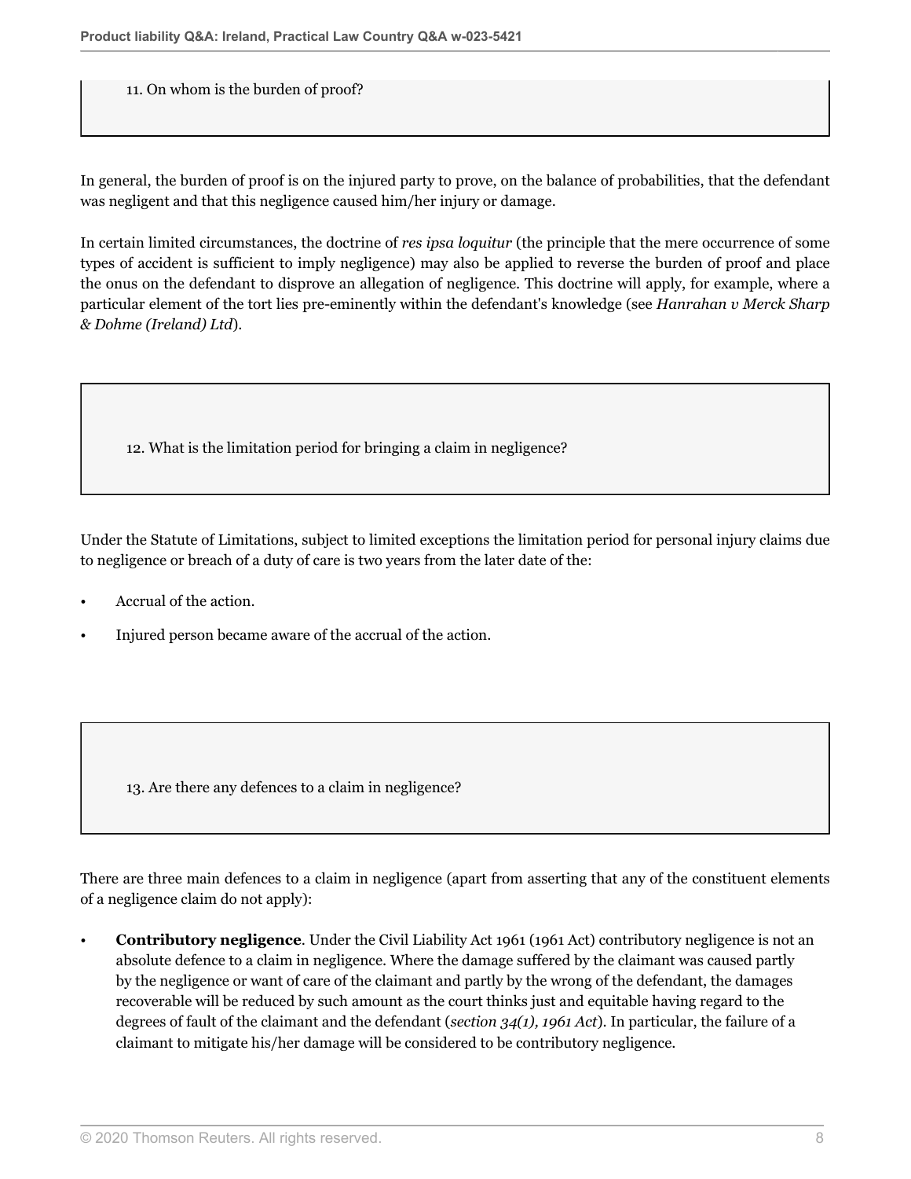### 11. On whom is the burden of proof?

In general, the burden of proof is on the injured party to prove, on the balance of probabilities, that the defendant was negligent and that this negligence caused him/her injury or damage.

In certain limited circumstances, the doctrine of *res ipsa loquitur* (the principle that the mere occurrence of some types of accident is sufficient to imply negligence) may also be applied to reverse the burden of proof and place the onus on the defendant to disprove an allegation of negligence. This doctrine will apply, for example, where a particular element of the tort lies pre-eminently within the defendant's knowledge (see *Hanrahan v Merck Sharp & Dohme (Ireland) Ltd*).

### 12. What is the limitation period for bringing a claim in negligence?

Under the Statute of Limitations, subject to limited exceptions the limitation period for personal injury claims due to negligence or breach of a duty of care is two years from the later date of the:

- Accrual of the action.
- Injured person became aware of the accrual of the action.

### 13. Are there any defences to a claim in negligence?

There are three main defences to a claim in negligence (apart from asserting that any of the constituent elements of a negligence claim do not apply):

- **Contributory negligence**. Under the Civil Liability Act 1961 (1961 Act) contributory negligence is not an absolute defence to a claim in negligence. Where the damage suffered by the claimant was caused partly by the negligence or want of care of the claimant and partly by the wrong of the defendant, the damages recoverable will be reduced by such amount as the court thinks just and equitable having regard to the degrees of fault of the claimant and the defendant (*section 34(1), 1961 Act*). In particular, the failure of a claimant to mitigate his/her damage will be considered to be contributory negligence.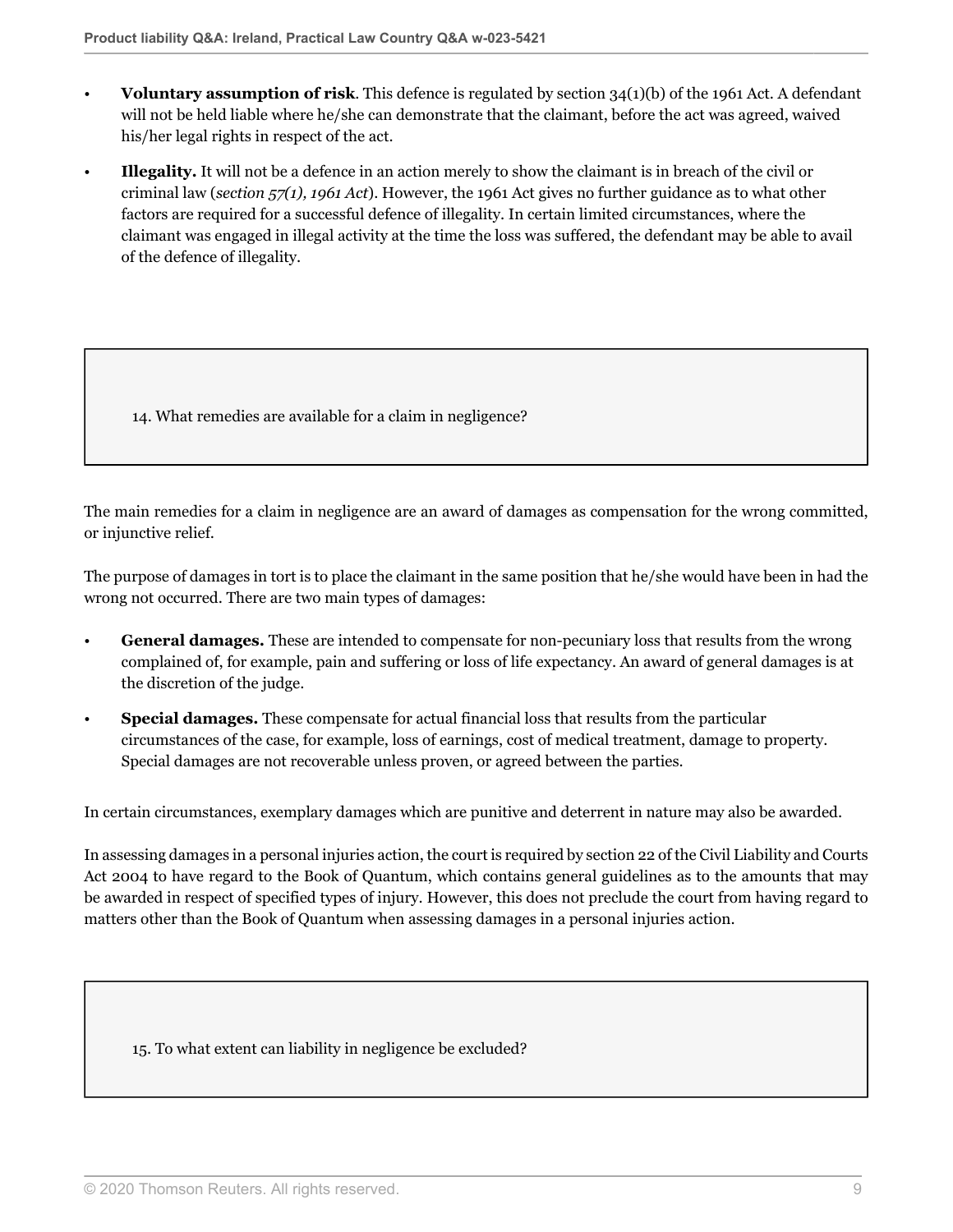- **Voluntary assumption of risk**. This defence is regulated by section 34(1)(b) of the 1961 Act. A defendant will not be held liable where he/she can demonstrate that the claimant, before the act was agreed, waived his/her legal rights in respect of the act.
- **Illegality.** It will not be a defence in an action merely to show the claimant is in breach of the civil or criminal law (*section 57(1), 1961 Act*). However, the 1961 Act gives no further guidance as to what other factors are required for a successful defence of illegality. In certain limited circumstances, where the claimant was engaged in illegal activity at the time the loss was suffered, the defendant may be able to avail of the defence of illegality.

### 14. What remedies are available for a claim in negligence?

The main remedies for a claim in negligence are an award of damages as compensation for the wrong committed, or injunctive relief.

The purpose of damages in tort is to place the claimant in the same position that he/she would have been in had the wrong not occurred. There are two main types of damages:

- **General damages.** These are intended to compensate for non-pecuniary loss that results from the wrong complained of, for example, pain and suffering or loss of life expectancy. An award of general damages is at the discretion of the judge.
- **Special damages.** These compensate for actual financial loss that results from the particular circumstances of the case, for example, loss of earnings, cost of medical treatment, damage to property. Special damages are not recoverable unless proven, or agreed between the parties.

In certain circumstances, exemplary damages which are punitive and deterrent in nature may also be awarded.

In assessing damages in a personal injuries action, the court is required by section 22 of the Civil Liability and Courts Act 2004 to have regard to the Book of Quantum, which contains general guidelines as to the amounts that may be awarded in respect of specified types of injury. However, this does not preclude the court from having regard to matters other than the Book of Quantum when assessing damages in a personal injuries action.

### 15. To what extent can liability in negligence be excluded?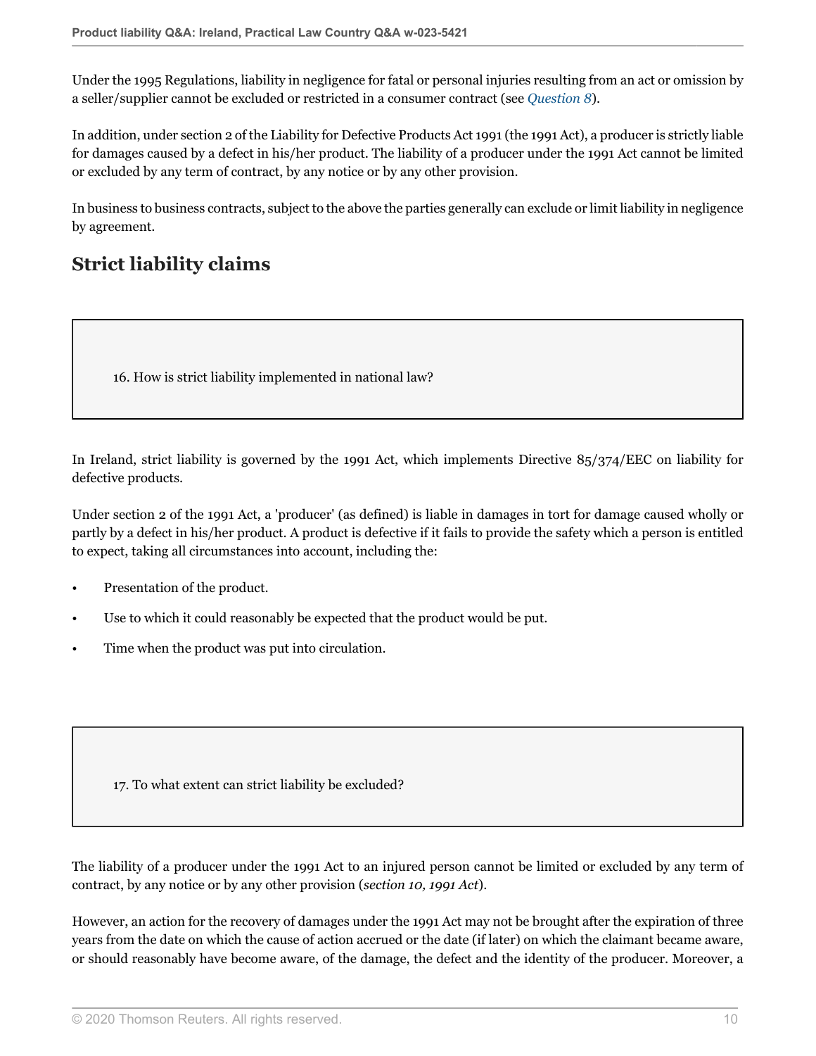Under the 1995 Regulations, liability in negligence for fatal or personal injuries resulting from an act or omission by a seller/supplier cannot be excluded or restricted in a consumer contract (see *Question 8*).

In addition, under section 2 of the Liability for Defective Products Act 1991 (the 1991 Act), a producer is strictly liable for damages caused by a defect in his/her product. The liability of a producer under the 1991 Act cannot be limited or excluded by any term of contract, by any notice or by any other provision.

In business to business contracts, subject to the above the parties generally can exclude or limit liability in negligence by agreement.

## Strict liability claims

16. How is strict liability implemented in national law?

In Ireland, strict liability is governed by the 1991 Act, which implements Directive 85/374/EEC on liability for defective products.

Under section 2 of the 1991 Act, a 'producer' (as defined) is liable in damages in tort for damage caused wholly or partly by a defect in his/her product. A product is defective if it fails to provide the safety which a person is entitled to expect, taking all circumstances into account, including the:

- Presentation of the product.
- Use to which it could reasonably be expected that the product would be put.
- Time when the product was put into circulation.

17. To what extent can strict liability be excluded?

The liability of a producer under the 1991 Act to an injured person cannot be limited or excluded by any term of contract, by any notice or by any other provision (*section 10, 1991 Act*).

However, an action for the recovery of damages under the 1991 Act may not be brought after the expiration of three years from the date on which the cause of action accrued or the date (if later) on which the claimant became aware, or should reasonably have become aware, of the damage, the defect and the identity of the producer. Moreover, a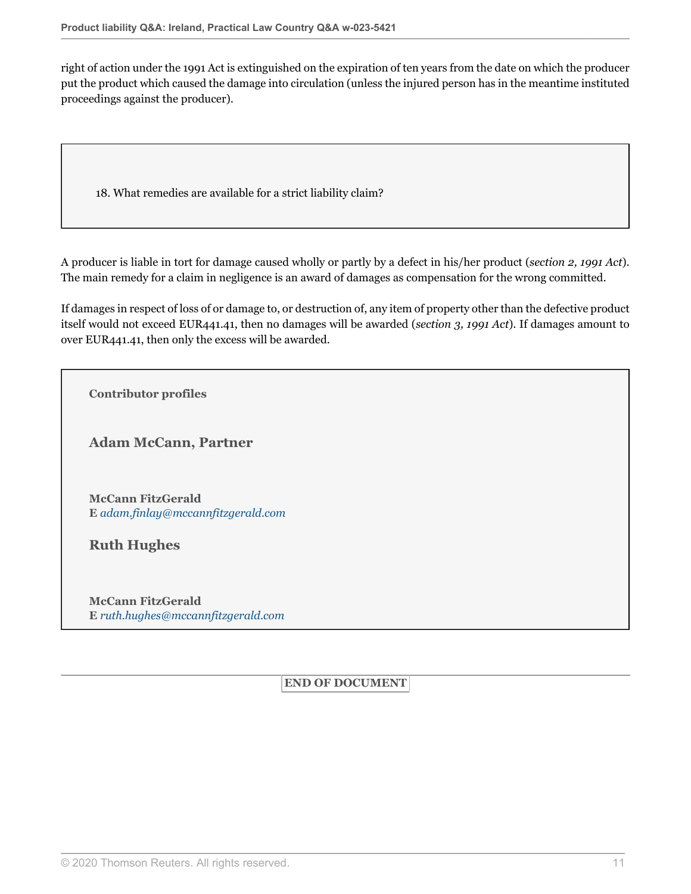right of action under the 1991 Act is extinguished on the expiration of ten years from the date on which the producer put the product which caused the damage into circulation (unless the injured person has in the meantime instituted proceedings against the producer).

### 18. What remedies are available for a strict liability claim?

A producer is liable in tort for damage caused wholly or partly by a defect in his/her product (*section 2, 1991 Act*). The main remedy for a claim in negligence is an award of damages as compensation for the wrong committed.

If damages in respect of loss of or damage to, or destruction of, any item of property other than the defective product itself would not exceed EUR441.41, then no damages will be awarded (*section 3, 1991 Act*). If damages amount to over EUR441.41, then only the excess will be awarded.

**Contributor profiles**

**Adam McCann, Partner**

**McCann FitzGerald**
**E** *adam.finlay@mccannfitzgerald.com*

**Ruth Hughes**

**McCann FitzGerald**
**E** *ruth.hughes@mccannfitzgerald.com*

**END OF DOCUMENT**